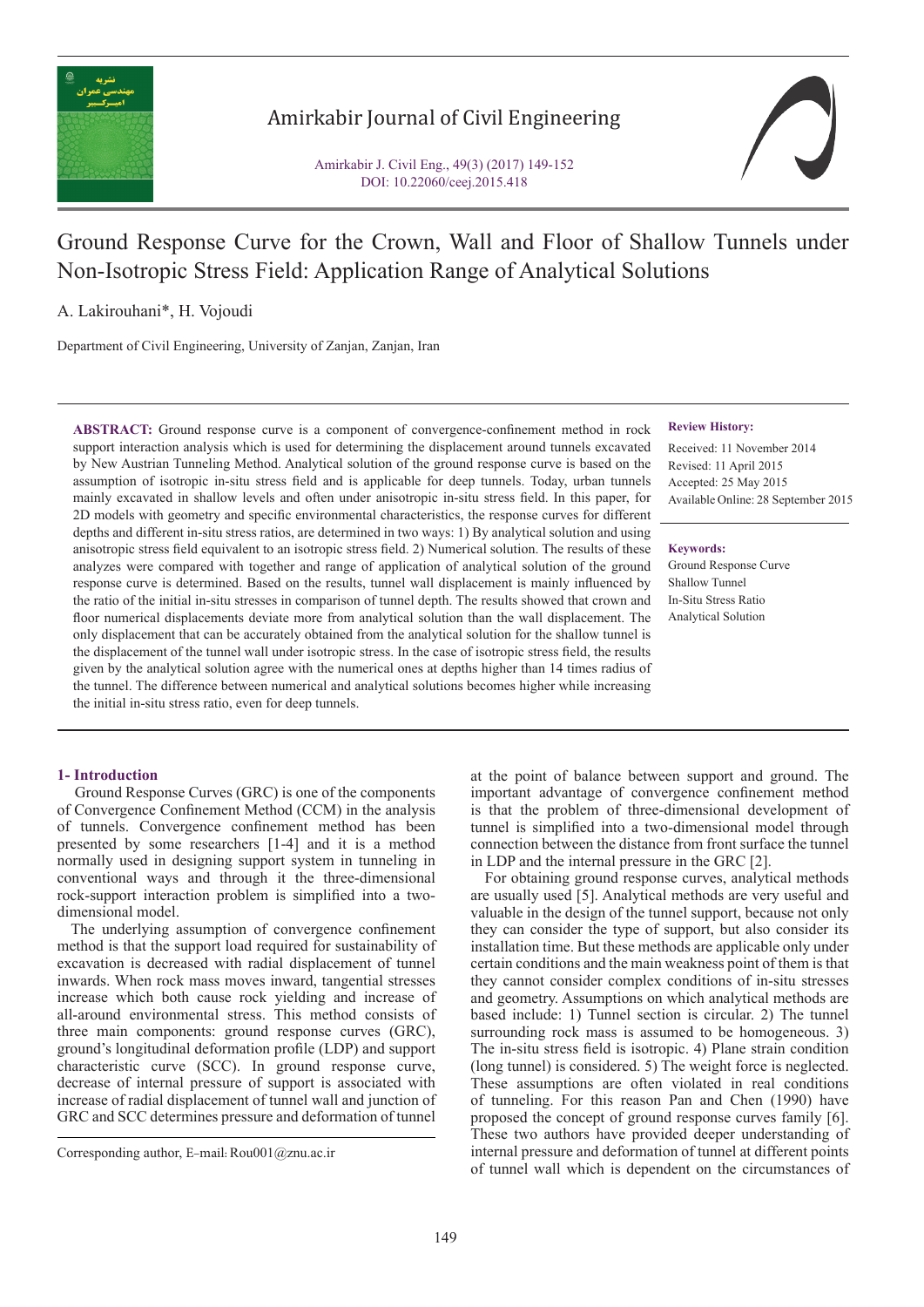# Ground Response Curve for the Crown, Wall and Floor of Shallow Tunnels under Non-Isotropic Stress Field: Application Range of Analytical Solutions

A. Lakirouhani*, H. Vojoudi

Department of Civil Engineering, University of Zanjan, Zanjan, Iran

**ABSTRACT:** Ground response curve is a component of convergence-confinement method in rock support interaction analysis which is used for determining the displacement around tunnels excavated by New Austrian Tunneling Method. Analytical solution of the ground response curve is based on the assumption of isotropic in-situ stress field and is applicable for deep tunnels. Today, urban tunnels mainly excavated in shallow levels and often under anisotropic in-situ stress field. In this paper, for 2D models with geometry and specific environmental characteristics, the response curves for different depths and different in-situ stress ratios, are determined in two ways: 1) By analytical solution and using anisotropic stress field equivalent to an isotropic stress field. 2) Numerical solution. The results of these analyzes were compared with together and range of application of analytical solution of the ground response curve is determined. Based on the results, tunnel wall displacement is mainly influenced by the ratio of the initial in-situ stresses in comparison of tunnel depth. The results showed that crown and floor numerical displacements deviate more from analytical solution than the wall displacement. The only displacement that can be accurately obtained from the analytical solution for the shallow tunnel is the displacement of the tunnel wall under isotropic stress. In the case of isotropic stress field, the results given by the analytical solution agree with the numerical ones at depths higher than 14 times radius of the tunnel. The difference between numerical and analytical solutions becomes higher while increasing the initial in-situ stress ratio, even for deep tunnels.

**Review History:**

Received: 11 November 2014
Revised: 11 April 2015
Accepted: 25 May 2015
Available Online: 28 September 2015

**Keywords:**

Ground Response Curve
Shallow Tunnel
In-Situ Stress Ratio
Analytical Solution

## 1- Introduction

Ground Response Curves (GRC) is one of the components of Convergence Confinement Method (CCM) in the analysis of tunnels. Convergence confinement method has been presented by some researchers [1-4] and it is a method normally used in designing support system in tunneling in conventional ways and through it the three-dimensional rock-support interaction problem is simplified into a two-dimensional model.

The underlying assumption of convergence confinement method is that the support load required for sustainability of excavation is decreased with radial displacement of tunnel inwards. When rock mass moves inward, tangential stresses increase which both cause rock yielding and increase of all-around environmental stress. This method consists of three main components: ground response curves (GRC), ground's longitudinal deformation profile (LDP) and support characteristic curve (SCC). In ground response curve, decrease of internal pressure of support is associated with increase of radial displacement of tunnel wall and junction of GRC and SCC determines pressure and deformation of tunnel at the point of balance between support and ground. The important advantage of convergence confinement method is that the problem of three-dimensional development of tunnel is simplified into a two-dimensional model through connection between the distance from front surface the tunnel in LDP and the internal pressure in the GRC [2].

For obtaining ground response curves, analytical methods are usually used [5]. Analytical methods are very useful and valuable in the design of the tunnel support, because not only they can consider the type of support, but also consider its installation time. But these methods are applicable only under certain conditions and the main weakness point of them is that they cannot consider complex conditions of in-situ stresses and geometry. Assumptions on which analytical methods are based include: 1) Tunnel section is circular. 2) The tunnel surrounding rock mass is assumed to be homogeneous. 3) The in-situ stress field is isotropic. 4) Plane strain condition (long tunnel) is considered. 5) The weight force is neglected. These assumptions are often violated in real conditions of tunneling. For this reason Pan and Chen (1990) have proposed the concept of ground response curves family [6]. These two authors have provided deeper understanding of internal pressure and deformation of tunnel at different points of tunnel wall which is dependent on the circumstances of

Corresponding author, E-mail: Rou001@znu.ac.ir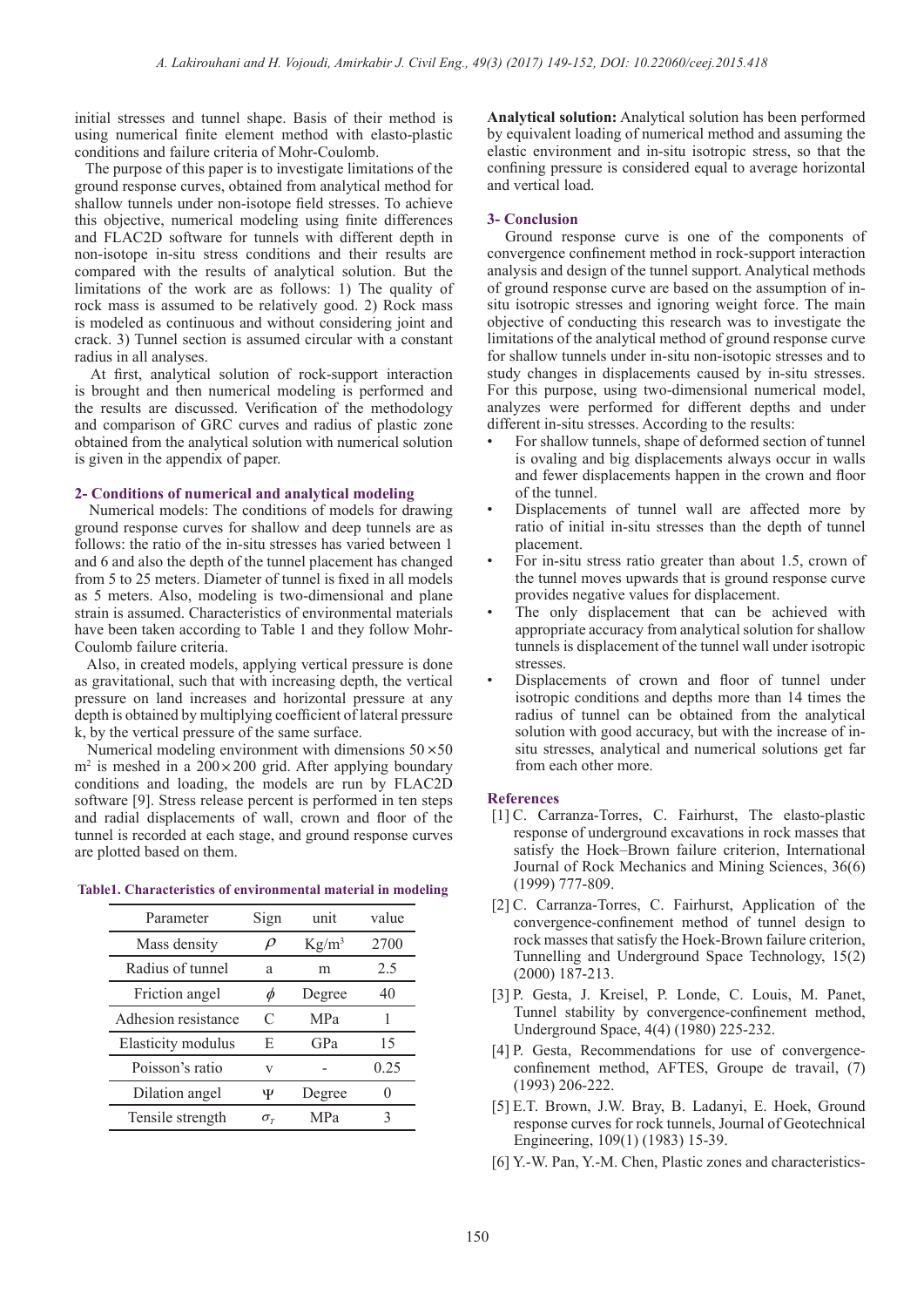initial stresses and tunnel shape. Basis of their method is using numerical finite element method with elasto-plastic conditions and failure criteria of Mohr-Coulomb.

The purpose of this paper is to investigate limitations of the ground response curves, obtained from analytical method for shallow tunnels under non-isotope field stresses. To achieve this objective, numerical modeling using finite differences and FLAC2D software for tunnels with different depth in non-isotope in-situ stress conditions and their results are compared with the results of analytical solution. But the limitations of the work are as follows: 1) The quality of rock mass is assumed to be relatively good. 2) Rock mass is modeled as continuous and without considering joint and crack. 3) Tunnel section is assumed circular with a constant radius in all analyses.

At first, analytical solution of rock-support interaction is brought and then numerical modeling is performed and the results are discussed. Verification of the methodology and comparison of GRC curves and radius of plastic zone obtained from the analytical solution with numerical solution is given in the appendix of paper.

## 2- Conditions of numerical and analytical modeling

Numerical models: The conditions of models for drawing ground response curves for shallow and deep tunnels are as follows: the ratio of the in-situ stresses has varied between 1 and 6 and also the depth of the tunnel placement has changed from 5 to 25 meters. Diameter of tunnel is fixed in all models as 5 meters. Also, modeling is two-dimensional and plane strain is assumed. Characteristics of environmental materials have been taken according to Table 1 and they follow Mohr-Coulomb failure criteria.

Also, in created models, applying vertical pressure is done as gravitational, such that with increasing depth, the vertical pressure on land increases and horizontal pressure at any depth is obtained by multiplying coefficient of lateral pressure k, by the vertical pressure of the same surface.

Numerical modeling environment with dimensions $50 \times 50$ $m^2$ is meshed in a $200 \times 200$ grid. After applying boundary conditions and loading, the models are run by FLAC2D software [9]. Stress release percent is performed in ten steps and radial displacements of wall, crown and floor of the tunnel is recorded at each stage, and ground response curves are plotted based on them.

**Table1. Characteristics of environmental material in modeling**

| Parameter | Sign | unit | value |
|---|---|---|---|
| Mass density | $\rho$ | $Kg/m^3$ | 2700 |
| Radius of tunnel | a | m | 2.5 |
| Friction angel | $\phi$ | Degree | 40 |
| Adhesion resistance | C | MPa | 1 |
| Elasticity modulus | E | GPa | 15 |
| Poisson's ratio | v | - | 0.25 |
| Dilation angel | Ψ | Degree | 0 |
| Tensile strength | $\sigma_T$ | MPa | 3 |

**Analytical solution:** Analytical solution has been performed by equivalent loading of numerical method and assuming the elastic environment and in-situ isotropic stress, so that the confining pressure is considered equal to average horizontal and vertical load.

## 3- Conclusion

Ground response curve is one of the components of convergence confinement method in rock-support interaction analysis and design of the tunnel support. Analytical methods of ground response curve are based on the assumption of in-situ isotropic stresses and ignoring weight force. The main objective of conducting this research was to investigate the limitations of the analytical method of ground response curve for shallow tunnels under in-situ non-isotopic stresses and to study changes in displacements caused by in-situ stresses. For this purpose, using two-dimensional numerical model, analyzes were performed for different depths and under different in-situ stresses. According to the results:

- For shallow tunnels, shape of deformed section of tunnel is ovaling and big displacements always occur in walls and fewer displacements happen in the crown and floor of the tunnel.
- Displacements of tunnel wall are affected more by ratio of initial in-situ stresses than the depth of tunnel placement.
- For in-situ stress ratio greater than about 1.5, crown of the tunnel moves upwards that is ground response curve provides negative values for displacement.
- The only displacement that can be achieved with appropriate accuracy from analytical solution for shallow tunnels is displacement of the tunnel wall under isotropic stresses.
- Displacements of crown and floor of tunnel under isotropic conditions and depths more than 14 times the radius of tunnel can be obtained from the analytical solution with good accuracy, but with the increase of in-situ stresses, analytical and numerical solutions get far from each other more.

## References

[1] C. Carranza-Torres, C. Fairhurst, The elasto-plastic response of underground excavations in rock masses that satisfy the Hoek–Brown failure criterion, International Journal of Rock Mechanics and Mining Sciences, 36(6) (1999) 777-809.

[2] C. Carranza-Torres, C. Fairhurst, Application of the convergence-confinement method of tunnel design to rock masses that satisfy the Hoek-Brown failure criterion, Tunnelling and Underground Space Technology, 15(2) (2000) 187-213.

[3] P. Gesta, J. Kreisel, P. Londe, C. Louis, M. Panet, Tunnel stability by convergence-confinement method, Underground Space, 4(4) (1980) 225-232.

[4] P. Gesta, Recommendations for use of convergence-confinement method, AFTES, Groupe de travail, (7) (1993) 206-222.

[5] E.T. Brown, J.W. Bray, B. Ladanyi, E. Hoek, Ground response curves for rock tunnels, Journal of Geotechnical Engineering, 109(1) (1983) 15-39.

[6] Y.-W. Pan, Y.-M. Chen, Plastic zones and characteristics-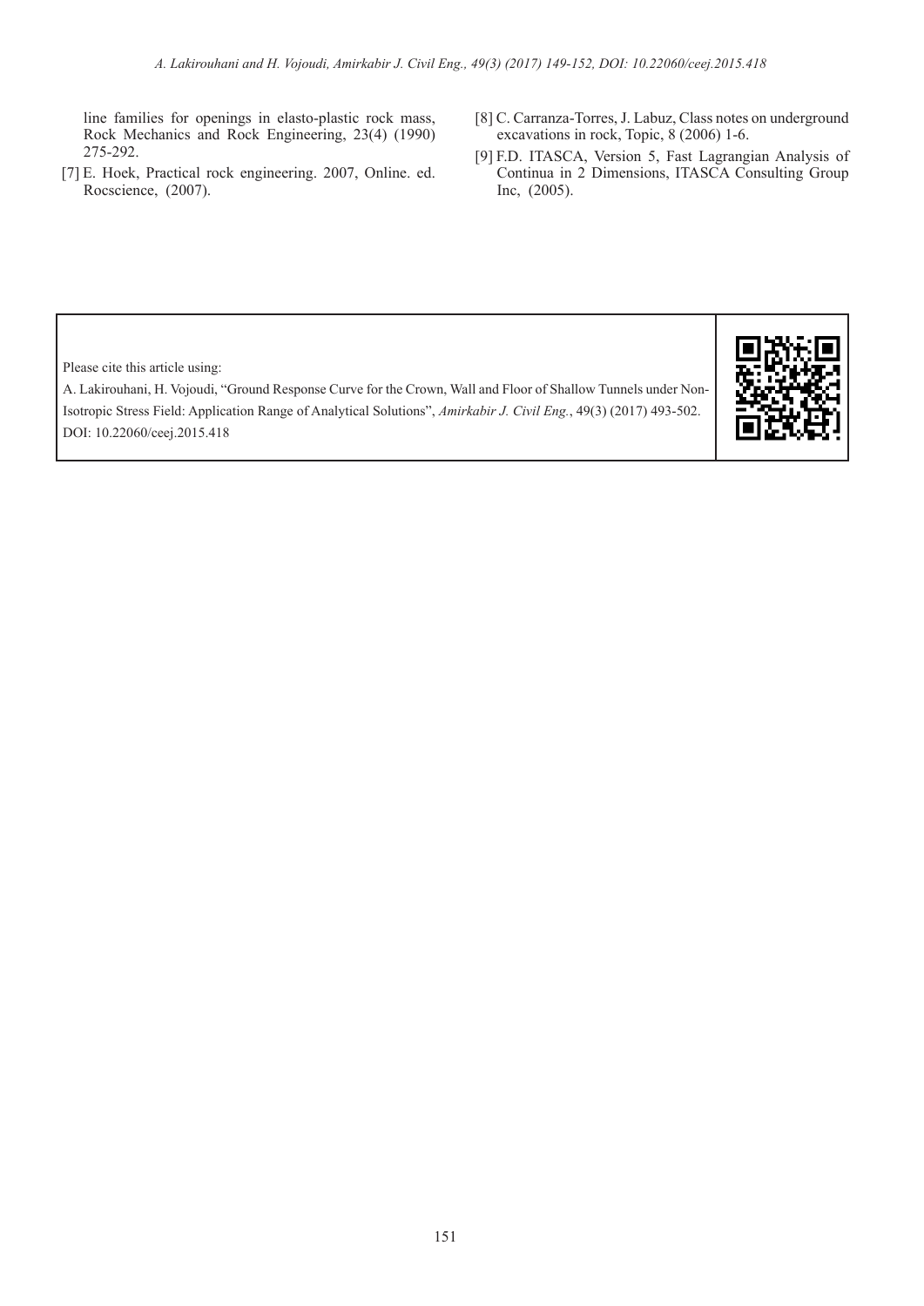line families for openings in elasto-plastic rock mass, Rock Mechanics and Rock Engineering, 23(4) (1990) 275-292.

[7] E. Hoek, Practical rock engineering. 2007, Online. ed. Rocscience, (2007).

[8] C. Carranza-Torres, J. Labuz, Class notes on underground excavations in rock, Topic, 8 (2006) 1-6.

[9] F.D. ITASCA, Version 5, Fast Lagrangian Analysis of Continua in 2 Dimensions, ITASCA Consulting Group Inc, (2005).

Please cite this article using:

A. Lakirouhani, H. Vojoudi, "Ground Response Curve for the Crown, Wall and Floor of Shallow Tunnels under Non-Isotropic Stress Field: Application Range of Analytical Solutions", *Amirkabir J. Civil Eng.*, 49(3) (2017) 493-502.
DOI: 10.22060/ceej.2015.418